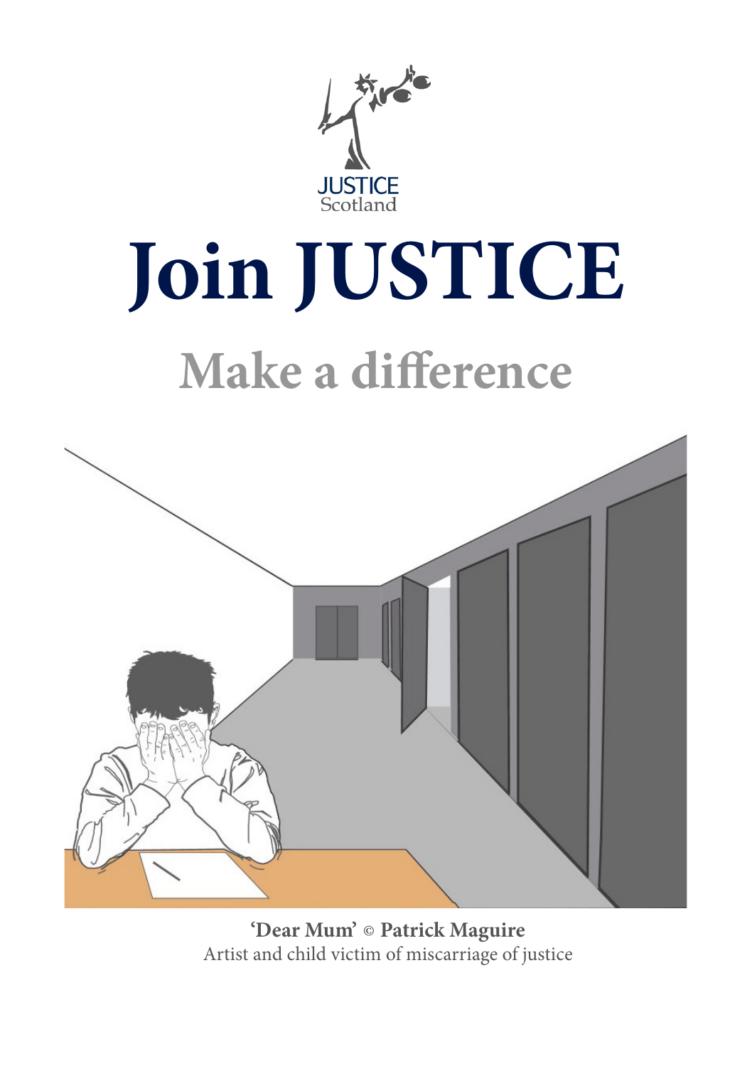JUSTICE
Scotland

# Join JUSTICE

## Make a difference

**'Dear Mum'** © **Patrick Maguire**
Artist and child victim of miscarriage of justice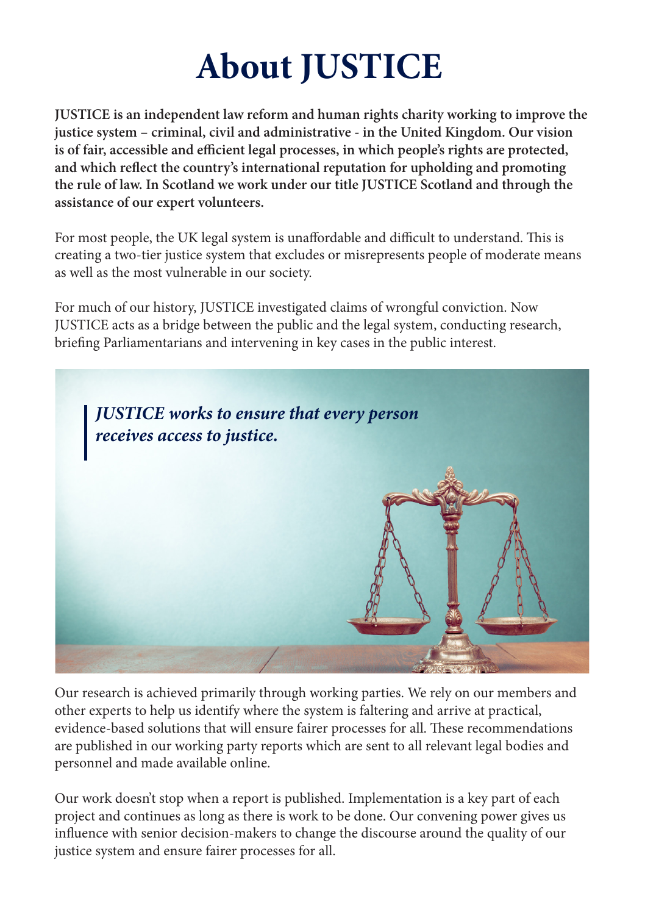# About JUSTICE

**JUSTICE is an independent law reform and human rights charity working to improve the justice system – criminal, civil and administrative - in the United Kingdom. Our vision is of fair, accessible and efficient legal processes, in which people's rights are protected, and which reflect the country's international reputation for upholding and promoting the rule of law. In Scotland we work under our title JUSTICE Scotland and through the assistance of our expert volunteers.**

For most people, the UK legal system is unaffordable and difficult to understand. This is creating a two-tier justice system that excludes or misrepresents people of moderate means as well as the most vulnerable in our society.

For much of our history, JUSTICE investigated claims of wrongful conviction. Now JUSTICE acts as a bridge between the public and the legal system, conducting research, briefing Parliamentarians and intervening in key cases in the public interest.

> ***JUSTICE works to ensure that every person receives access to justice.***

Our research is achieved primarily through working parties. We rely on our members and other experts to help us identify where the system is faltering and arrive at practical, evidence-based solutions that will ensure fairer processes for all. These recommendations are published in our working party reports which are sent to all relevant legal bodies and personnel and made available online.

Our work doesn't stop when a report is published. Implementation is a key part of each project and continues as long as there is work to be done. Our convening power gives us influence with senior decision-makers to change the discourse around the quality of our justice system and ensure fairer processes for all.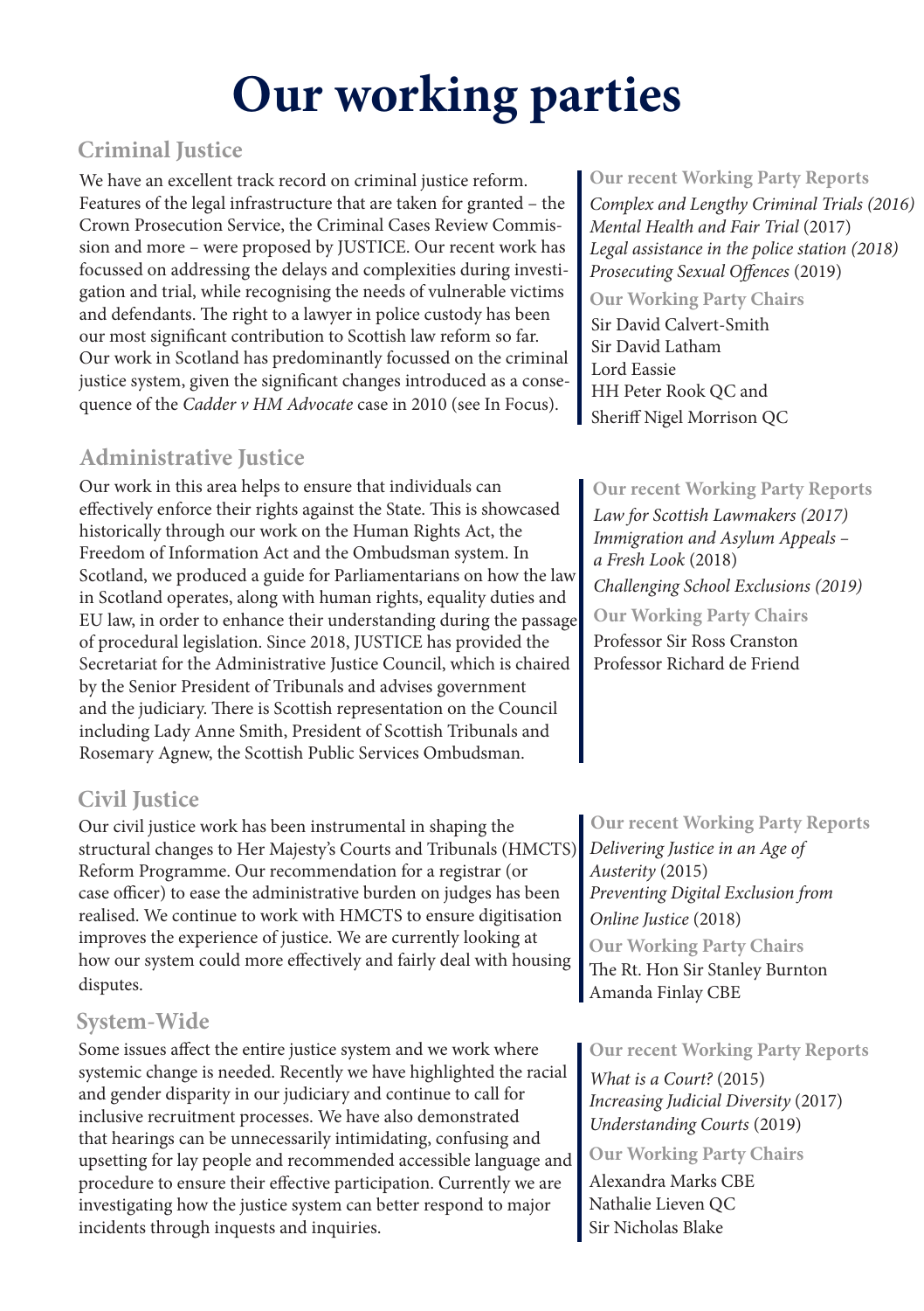# Our working parties

## Criminal Justice

We have an excellent track record on criminal justice reform. Features of the legal infrastructure that are taken for granted – the Crown Prosecution Service, the Criminal Cases Review Commission and more – were proposed by JUSTICE. Our recent work has focussed on addressing the delays and complexities during investigation and trial, while recognising the needs of vulnerable victims and defendants. The right to a lawyer in police custody has been our most significant contribution to Scottish law reform so far. Our work in Scotland has predominantly focussed on the criminal justice system, given the significant changes introduced as a consequence of the *Cadder v HM Advocate* case in 2010 (see In Focus).

**Our recent Working Party Reports**

*Complex and Lengthy Criminal Trials (2016)*
*Mental Health and Fair Trial* (2017)
*Legal assistance in the police station (2018)*
*Prosecuting Sexual Offences* (2019)

**Our Working Party Chairs**

Sir David Calvert-Smith
Sir David Latham
Lord Eassie
HH Peter Rook QC and
Sheriff Nigel Morrison QC

## Administrative Justice

Our work in this area helps to ensure that individuals can effectively enforce their rights against the State. This is showcased historically through our work on the Human Rights Act, the Freedom of Information Act and the Ombudsman system. In Scotland, we produced a guide for Parliamentarians on how the law in Scotland operates, along with human rights, equality duties and EU law, in order to enhance their understanding during the passage of procedural legislation. Since 2018, JUSTICE has provided the Secretariat for the Administrative Justice Council, which is chaired by the Senior President of Tribunals and advises government and the judiciary. There is Scottish representation on the Council including Lady Anne Smith, President of Scottish Tribunals and Rosemary Agnew, the Scottish Public Services Ombudsman.

**Our recent Working Party Reports**

*Law for Scottish Lawmakers (2017)*
*Immigration and Asylum Appeals – a Fresh Look* (2018)
*Challenging School Exclusions (2019)*

**Our Working Party Chairs**

Professor Sir Ross Cranston
Professor Richard de Friend

## Civil Justice

Our civil justice work has been instrumental in shaping the structural changes to Her Majesty's Courts and Tribunals (HMCTS) Reform Programme. Our recommendation for a registrar (or case officer) to ease the administrative burden on judges has been realised. We continue to work with HMCTS to ensure digitisation improves the experience of justice. We are currently looking at how our system could more effectively and fairly deal with housing disputes.

**Our recent Working Party Reports**

*Delivering Justice in an Age of Austerity* (2015)
*Preventing Digital Exclusion from Online Justice* (2018)

**Our Working Party Chairs**

The Rt. Hon Sir Stanley Burnton
Amanda Finlay CBE

## System-Wide

Some issues affect the entire justice system and we work where systemic change is needed. Recently we have highlighted the racial and gender disparity in our judiciary and continue to call for inclusive recruitment processes. We have also demonstrated that hearings can be unnecessarily intimidating, confusing and upsetting for lay people and recommended accessible language and procedure to ensure their effective participation. Currently we are investigating how the justice system can better respond to major incidents through inquests and inquiries.

**Our recent Working Party Reports**

*What is a Court?* (2015)
*Increasing Judicial Diversity* (2017)
*Understanding Courts* (2019)

**Our Working Party Chairs**

Alexandra Marks CBE
Nathalie Lieven QC
Sir Nicholas Blake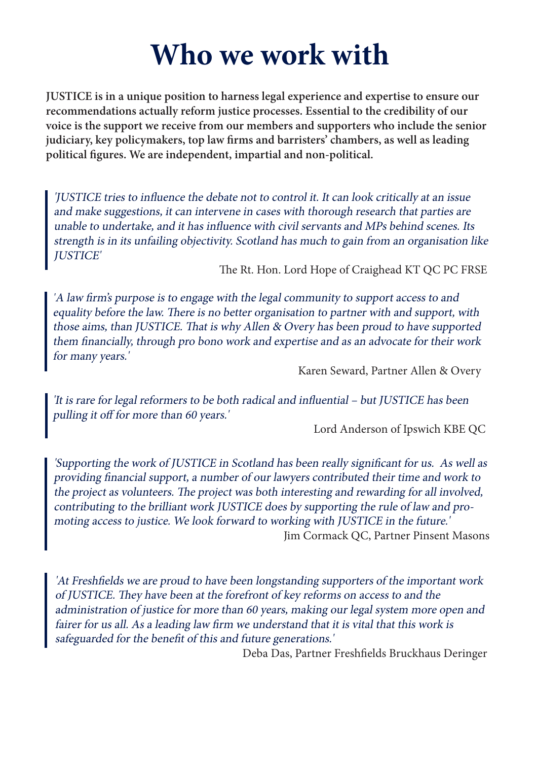# Who we work with

**JUSTICE is in a unique position to harness legal experience and expertise to ensure our recommendations actually reform justice processes. Essential to the credibility of our voice is the support we receive from our members and supporters who include the senior judiciary, key policymakers, top law firms and barristers' chambers, as well as leading political figures. We are independent, impartial and non-political.**

> *'JUSTICE tries to influence the debate not to control it. It can look critically at an issue and make suggestions, it can intervene in cases with thorough research that parties are unable to undertake, and it has influence with civil servants and MPs behind scenes. Its strength is in its unfailing objectivity. Scotland has much to gain from an organisation like JUSTICE'*

The Rt. Hon. Lord Hope of Craighead KT QC PC FRSE

> *'A law firm's purpose is to engage with the legal community to support access to and equality before the law. There is no better organisation to partner with and support, with those aims, than JUSTICE. That is why Allen & Overy has been proud to have supported them financially, through pro bono work and expertise and as an advocate for their work for many years.'*

Karen Seward, Partner Allen & Overy

> *'It is rare for legal reformers to be both radical and influential – but JUSTICE has been pulling it off for more than 60 years.'*

Lord Anderson of Ipswich KBE QC

> *'Supporting the work of JUSTICE in Scotland has been really significant for us. As well as providing financial support, a number of our lawyers contributed their time and work to the project as volunteers. The project was both interesting and rewarding for all involved, contributing to the brilliant work JUSTICE does by supporting the rule of law and promoting access to justice. We look forward to working with JUSTICE in the future.'*

Jim Cormack QC, Partner Pinsent Masons

> *'At Freshfields we are proud to have been longstanding supporters of the important work of JUSTICE. They have been at the forefront of key reforms on access to and the administration of justice for more than 60 years, making our legal system more open and fairer for us all. As a leading law firm we understand that it is vital that this work is safeguarded for the benefit of this and future generations.'*

Deba Das, Partner Freshfields Bruckhaus Deringer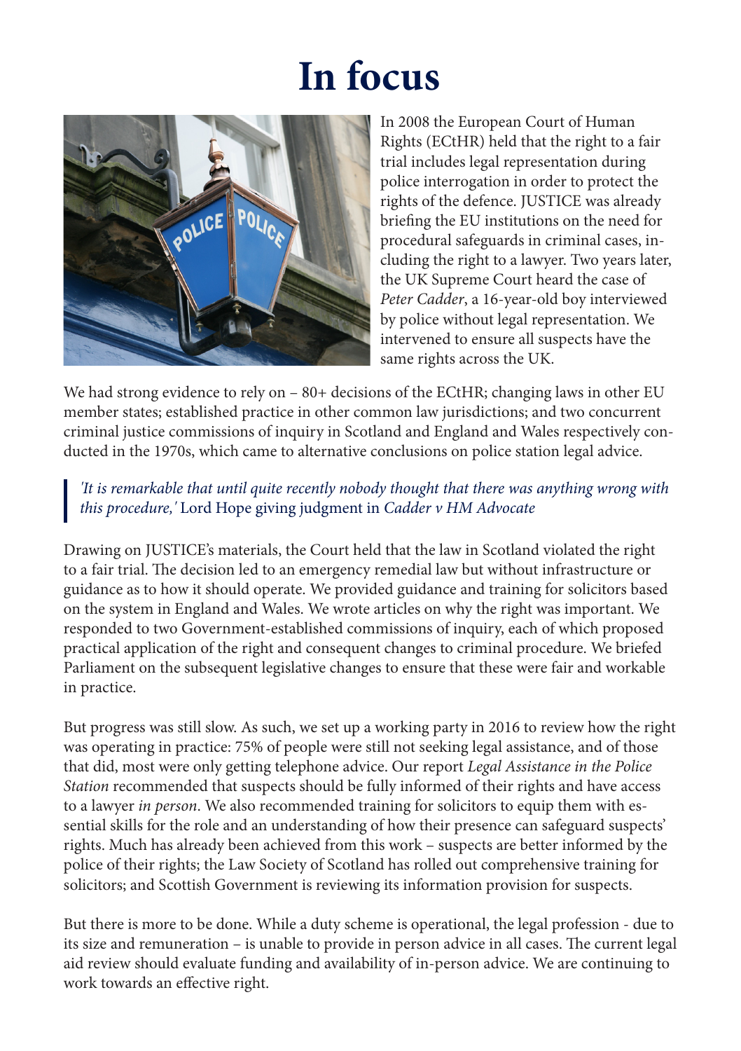# In focus

In 2008 the European Court of Human Rights (ECtHR) held that the right to a fair trial includes legal representation during police interrogation in order to protect the rights of the defence. JUSTICE was already briefing the EU institutions on the need for procedural safeguards in criminal cases, including the right to a lawyer. Two years later, the UK Supreme Court heard the case of *Peter Cadder*, a 16-year-old boy interviewed by police without legal representation. We intervened to ensure all suspects have the same rights across the UK.

We had strong evidence to rely on – 80+ decisions of the ECtHR; changing laws in other EU member states; established practice in other common law jurisdictions; and two concurrent criminal justice commissions of inquiry in Scotland and England and Wales respectively conducted in the 1970s, which came to alternative conclusions on police station legal advice.

> *'It is remarkable that until quite recently nobody thought that there was anything wrong with this procedure,'* Lord Hope giving judgment in *Cadder v HM Advocate*

Drawing on JUSTICE's materials, the Court held that the law in Scotland violated the right to a fair trial. The decision led to an emergency remedial law but without infrastructure or guidance as to how it should operate. We provided guidance and training for solicitors based on the system in England and Wales. We wrote articles on why the right was important. We responded to two Government-established commissions of inquiry, each of which proposed practical application of the right and consequent changes to criminal procedure. We briefed Parliament on the subsequent legislative changes to ensure that these were fair and workable in practice.

But progress was still slow. As such, we set up a working party in 2016 to review how the right was operating in practice: 75% of people were still not seeking legal assistance, and of those that did, most were only getting telephone advice. Our report *Legal Assistance in the Police Station* recommended that suspects should be fully informed of their rights and have access to a lawyer *in person*. We also recommended training for solicitors to equip them with essential skills for the role and an understanding of how their presence can safeguard suspects' rights. Much has already been achieved from this work – suspects are better informed by the police of their rights; the Law Society of Scotland has rolled out comprehensive training for solicitors; and Scottish Government is reviewing its information provision for suspects.

But there is more to be done. While a duty scheme is operational, the legal profession - due to its size and remuneration – is unable to provide in person advice in all cases. The current legal aid review should evaluate funding and availability of in-person advice. We are continuing to work towards an effective right.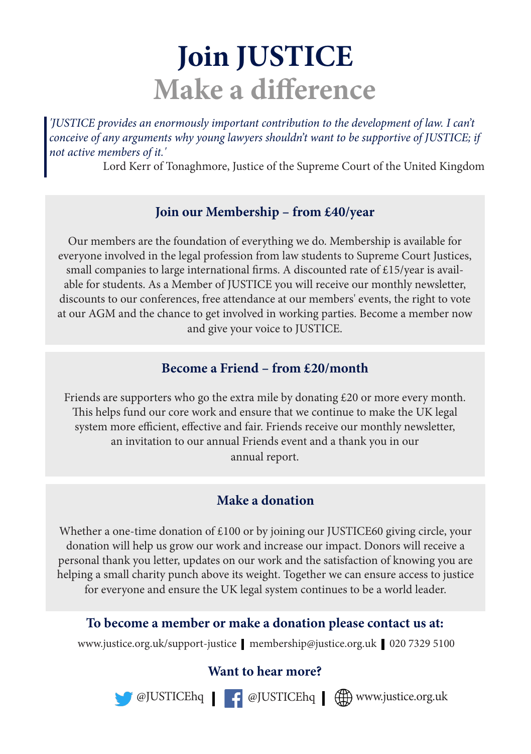# Join JUSTICE

## Make a difference

> *'JUSTICE provides an enormously important contribution to the development of law. I can't conceive of any arguments why young lawyers shouldn't want to be supportive of JUSTICE; if not active members of it.'*
>
> Lord Kerr of Tonaghmore, Justice of the Supreme Court of the United Kingdom

### Join our Membership – from £40/year

Our members are the foundation of everything we do. Membership is available for everyone involved in the legal profession from law students to Supreme Court Justices, small companies to large international firms. A discounted rate of £15/year is available for students. As a Member of JUSTICE you will receive our monthly newsletter, discounts to our conferences, free attendance at our members' events, the right to vote at our AGM and the chance to get involved in working parties. Become a member now and give your voice to JUSTICE.

### Become a Friend – from £20/month

Friends are supporters who go the extra mile by donating £20 or more every month. This helps fund our core work and ensure that we continue to make the UK legal system more efficient, effective and fair. Friends receive our monthly newsletter, an invitation to our annual Friends event and a thank you in our annual report.

### Make a donation

Whether a one-time donation of £100 or by joining our JUSTICE60 giving circle, your donation will help us grow our work and increase our impact. Donors will receive a personal thank you letter, updates on our work and the satisfaction of knowing you are helping a small charity punch above its weight. Together we can ensure access to justice for everyone and ensure the UK legal system continues to be a world leader.

### To become a member or make a donation please contact us at:

www.justice.org.uk/support-justice | membership@justice.org.uk | 020 7329 5100

### Want to hear more?

@JUSTICEhq | @JUSTICEhq | www.justice.org.uk